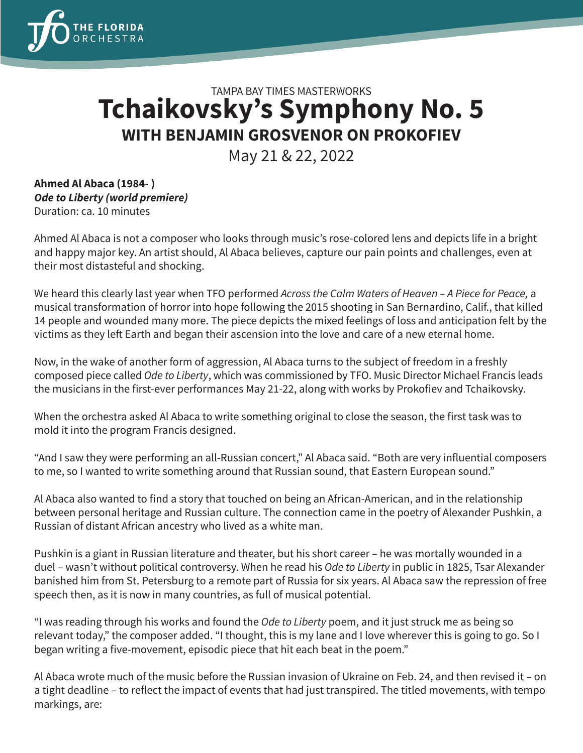TAMPA BAY TIMES MASTERWORKS

# Tchaikovsky's Symphony No. 5

## WITH BENJAMIN GROSVENOR ON PROKOFIEV

May 21 & 22, 2022

**Ahmed Al Abaca (1984- )**
***Ode to Liberty (world premiere)***
Duration: ca. 10 minutes

Ahmed Al Abaca is not a composer who looks through music's rose-colored lens and depicts life in a bright and happy major key. An artist should, Al Abaca believes, capture our pain points and challenges, even at their most distasteful and shocking.

We heard this clearly last year when TFO performed *Across the Calm Waters of Heaven – A Piece for Peace,* a musical transformation of horror into hope following the 2015 shooting in San Bernardino, Calif., that killed 14 people and wounded many more. The piece depicts the mixed feelings of loss and anticipation felt by the victims as they left Earth and began their ascension into the love and care of a new eternal home.

Now, in the wake of another form of aggression, Al Abaca turns to the subject of freedom in a freshly composed piece called *Ode to Liberty*, which was commissioned by TFO. Music Director Michael Francis leads the musicians in the first-ever performances May 21-22, along with works by Prokofiev and Tchaikovsky.

When the orchestra asked Al Abaca to write something original to close the season, the first task was to mold it into the program Francis designed.

"And I saw they were performing an all-Russian concert," Al Abaca said. "Both are very influential composers to me, so I wanted to write something around that Russian sound, that Eastern European sound."

Al Abaca also wanted to find a story that touched on being an African-American, and in the relationship between personal heritage and Russian culture. The connection came in the poetry of Alexander Pushkin, a Russian of distant African ancestry who lived as a white man.

Pushkin is a giant in Russian literature and theater, but his short career – he was mortally wounded in a duel – wasn't without political controversy. When he read his *Ode to Liberty* in public in 1825, Tsar Alexander banished him from St. Petersburg to a remote part of Russia for six years. Al Abaca saw the repression of free speech then, as it is now in many countries, as full of musical potential.

"I was reading through his works and found the *Ode to Liberty* poem, and it just struck me as being so relevant today," the composer added. "I thought, this is my lane and I love wherever this is going to go. So I began writing a five-movement, episodic piece that hit each beat in the poem."

Al Abaca wrote much of the music before the Russian invasion of Ukraine on Feb. 24, and then revised it – on a tight deadline – to reflect the impact of events that had just transpired. The titled movements, with tempo markings, are: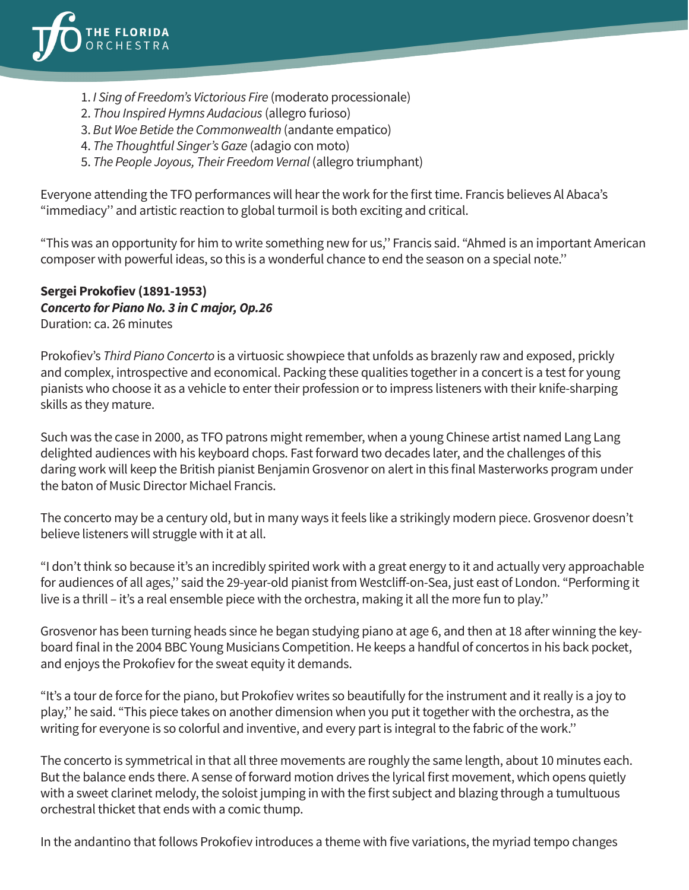1. *I Sing of Freedom's Victorious Fire* (moderato processionale)
2. *Thou Inspired Hymns Audacious* (allegro furioso)
3. *But Woe Betide the Commonwealth* (andante empatico)
4. *The Thoughtful Singer's Gaze* (adagio con moto)
5. *The People Joyous, Their Freedom Vernal* (allegro triumphant)

Everyone attending the TFO performances will hear the work for the first time. Francis believes Al Abaca's "immediacy" and artistic reaction to global turmoil is both exciting and critical.

"This was an opportunity for him to write something new for us," Francis said. "Ahmed is an important American composer with powerful ideas, so this is a wonderful chance to end the season on a special note."

**Sergei Prokofiev (1891-1953)**
***Concerto for Piano No. 3 in C major, Op.26***
Duration: ca. 26 minutes

Prokofiev's *Third Piano Concerto* is a virtuosic showpiece that unfolds as brazenly raw and exposed, prickly and complex, introspective and economical. Packing these qualities together in a concert is a test for young pianists who choose it as a vehicle to enter their profession or to impress listeners with their knife-sharping skills as they mature.

Such was the case in 2000, as TFO patrons might remember, when a young Chinese artist named Lang Lang delighted audiences with his keyboard chops. Fast forward two decades later, and the challenges of this daring work will keep the British pianist Benjamin Grosvenor on alert in this final Masterworks program under the baton of Music Director Michael Francis.

The concerto may be a century old, but in many ways it feels like a strikingly modern piece. Grosvenor doesn't believe listeners will struggle with it at all.

"I don't think so because it's an incredibly spirited work with a great energy to it and actually very approachable for audiences of all ages," said the 29-year-old pianist from Westcliff-on-Sea, just east of London. "Performing it live is a thrill – it's a real ensemble piece with the orchestra, making it all the more fun to play."

Grosvenor has been turning heads since he began studying piano at age 6, and then at 18 after winning the keyboard final in the 2004 BBC Young Musicians Competition. He keeps a handful of concertos in his back pocket, and enjoys the Prokofiev for the sweat equity it demands.

"It's a tour de force for the piano, but Prokofiev writes so beautifully for the instrument and it really is a joy to play," he said. "This piece takes on another dimension when you put it together with the orchestra, as the writing for everyone is so colorful and inventive, and every part is integral to the fabric of the work."

The concerto is symmetrical in that all three movements are roughly the same length, about 10 minutes each. But the balance ends there. A sense of forward motion drives the lyrical first movement, which opens quietly with a sweet clarinet melody, the soloist jumping in with the first subject and blazing through a tumultuous orchestral thicket that ends with a comic thump.

In the andantino that follows Prokofiev introduces a theme with five variations, the myriad tempo changes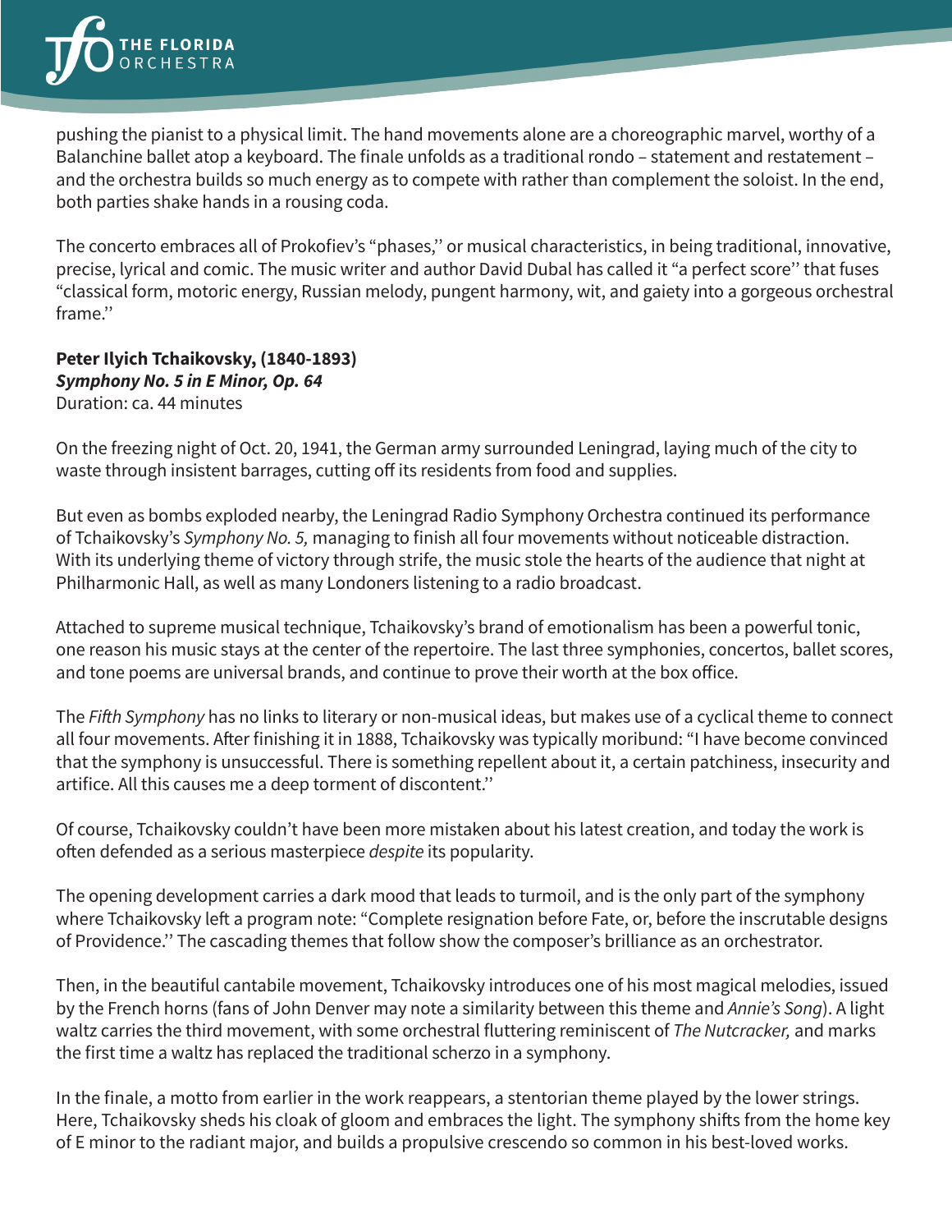pushing the pianist to a physical limit. The hand movements alone are a choreographic marvel, worthy of a Balanchine ballet atop a keyboard. The finale unfolds as a traditional rondo – statement and restatement – and the orchestra builds so much energy as to compete with rather than complement the soloist. In the end, both parties shake hands in a rousing coda.

The concerto embraces all of Prokofiev's "phases,'' or musical characteristics, in being traditional, innovative, precise, lyrical and comic. The music writer and author David Dubal has called it "a perfect score'' that fuses "classical form, motoric energy, Russian melody, pungent harmony, wit, and gaiety into a gorgeous orchestral frame.''

**Peter Ilyich Tchaikovsky, (1840-1893)**
***Symphony No. 5 in E Minor, Op. 64***
Duration: ca. 44 minutes

On the freezing night of Oct. 20, 1941, the German army surrounded Leningrad, laying much of the city to waste through insistent barrages, cutting off its residents from food and supplies.

But even as bombs exploded nearby, the Leningrad Radio Symphony Orchestra continued its performance of Tchaikovsky's *Symphony No. 5,* managing to finish all four movements without noticeable distraction. With its underlying theme of victory through strife, the music stole the hearts of the audience that night at Philharmonic Hall, as well as many Londoners listening to a radio broadcast.

Attached to supreme musical technique, Tchaikovsky's brand of emotionalism has been a powerful tonic, one reason his music stays at the center of the repertoire. The last three symphonies, concertos, ballet scores, and tone poems are universal brands, and continue to prove their worth at the box office.

The *Fifth Symphony* has no links to literary or non-musical ideas, but makes use of a cyclical theme to connect all four movements. After finishing it in 1888, Tchaikovsky was typically moribund: "I have become convinced that the symphony is unsuccessful. There is something repellent about it, a certain patchiness, insecurity and artifice. All this causes me a deep torment of discontent.''

Of course, Tchaikovsky couldn't have been more mistaken about his latest creation, and today the work is often defended as a serious masterpiece *despite* its popularity.

The opening development carries a dark mood that leads to turmoil, and is the only part of the symphony where Tchaikovsky left a program note: "Complete resignation before Fate, or, before the inscrutable designs of Providence.'' The cascading themes that follow show the composer's brilliance as an orchestrator.

Then, in the beautiful cantabile movement, Tchaikovsky introduces one of his most magical melodies, issued by the French horns (fans of John Denver may note a similarity between this theme and *Annie's Song*). A light waltz carries the third movement, with some orchestral fluttering reminiscent of *The Nutcracker,* and marks the first time a waltz has replaced the traditional scherzo in a symphony.

In the finale, a motto from earlier in the work reappears, a stentorian theme played by the lower strings. Here, Tchaikovsky sheds his cloak of gloom and embraces the light. The symphony shifts from the home key of E minor to the radiant major, and builds a propulsive crescendo so common in his best-loved works.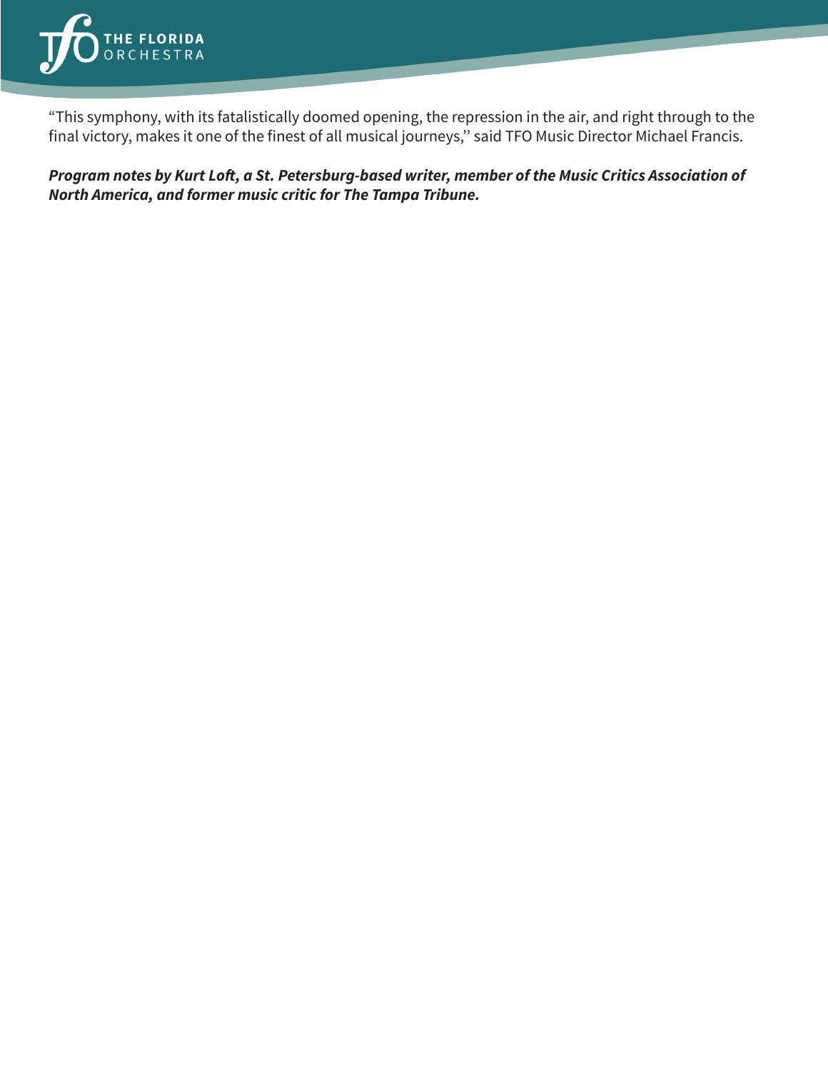“This symphony, with its fatalistically doomed opening, the repression in the air, and right through to the final victory, makes it one of the finest of all musical journeys,'' said TFO Music Director Michael Francis.

***Program notes by Kurt Loft, a St. Petersburg-based writer, member of the Music Critics Association of North America, and former music critic for The Tampa Tribune.***